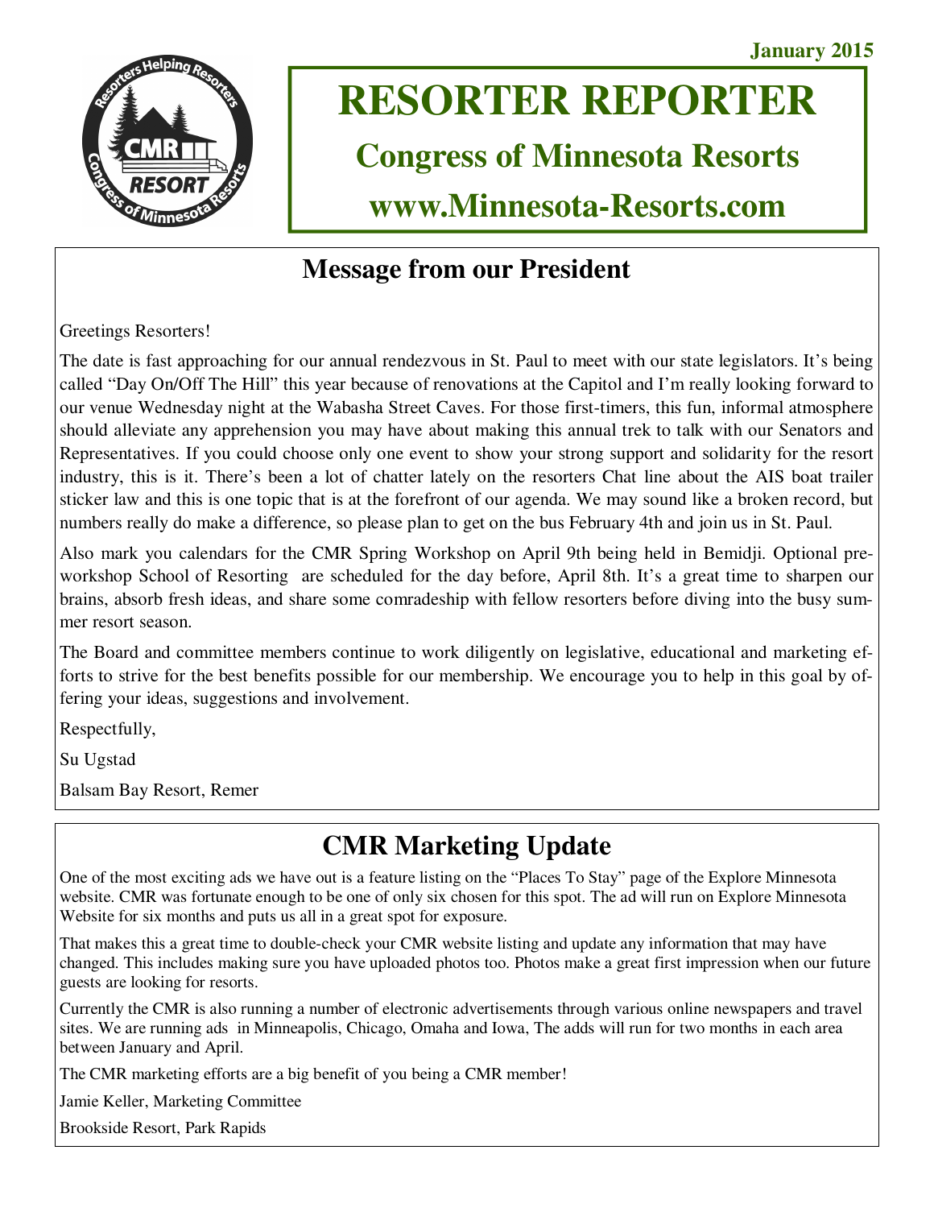January 2015

# RESORTER REPORTER

## Congress of Minnesota Resorts

## www.Minnesota-Resorts.com

## Message from our President

Greetings Resorters!

The date is fast approaching for our annual rendezvous in St. Paul to meet with our state legislators. It's being called "Day On/Off The Hill" this year because of renovations at the Capitol and I'm really looking forward to our venue Wednesday night at the Wabasha Street Caves. For those first-timers, this fun, informal atmosphere should alleviate any apprehension you may have about making this annual trek to talk with our Senators and Representatives. If you could choose only one event to show your strong support and solidarity for the resort industry, this is it. There's been a lot of chatter lately on the resorters Chat line about the AIS boat trailer sticker law and this is one topic that is at the forefront of our agenda. We may sound like a broken record, but numbers really do make a difference, so please plan to get on the bus February 4th and join us in St. Paul.

Also mark you calendars for the CMR Spring Workshop on April 9th being held in Bemidji. Optional pre-workshop School of Resorting are scheduled for the day before, April 8th. It's a great time to sharpen our brains, absorb fresh ideas, and share some comradeship with fellow resorters before diving into the busy summer resort season.

The Board and committee members continue to work diligently on legislative, educational and marketing efforts to strive for the best benefits possible for our membership. We encourage you to help in this goal by offering your ideas, suggestions and involvement.

Respectfully,

Su Ugstad

Balsam Bay Resort, Remer

## CMR Marketing Update

One of the most exciting ads we have out is a feature listing on the "Places To Stay" page of the Explore Minnesota website. CMR was fortunate enough to be one of only six chosen for this spot. The ad will run on Explore Minnesota Website for six months and puts us all in a great spot for exposure.

That makes this a great time to double-check your CMR website listing and update any information that may have changed. This includes making sure you have uploaded photos too. Photos make a great first impression when our future guests are looking for resorts.

Currently the CMR is also running a number of electronic advertisements through various online newspapers and travel sites. We are running ads in Minneapolis, Chicago, Omaha and Iowa, The adds will run for two months in each area between January and April.

The CMR marketing efforts are a big benefit of you being a CMR member!

Jamie Keller, Marketing Committee

Brookside Resort, Park Rapids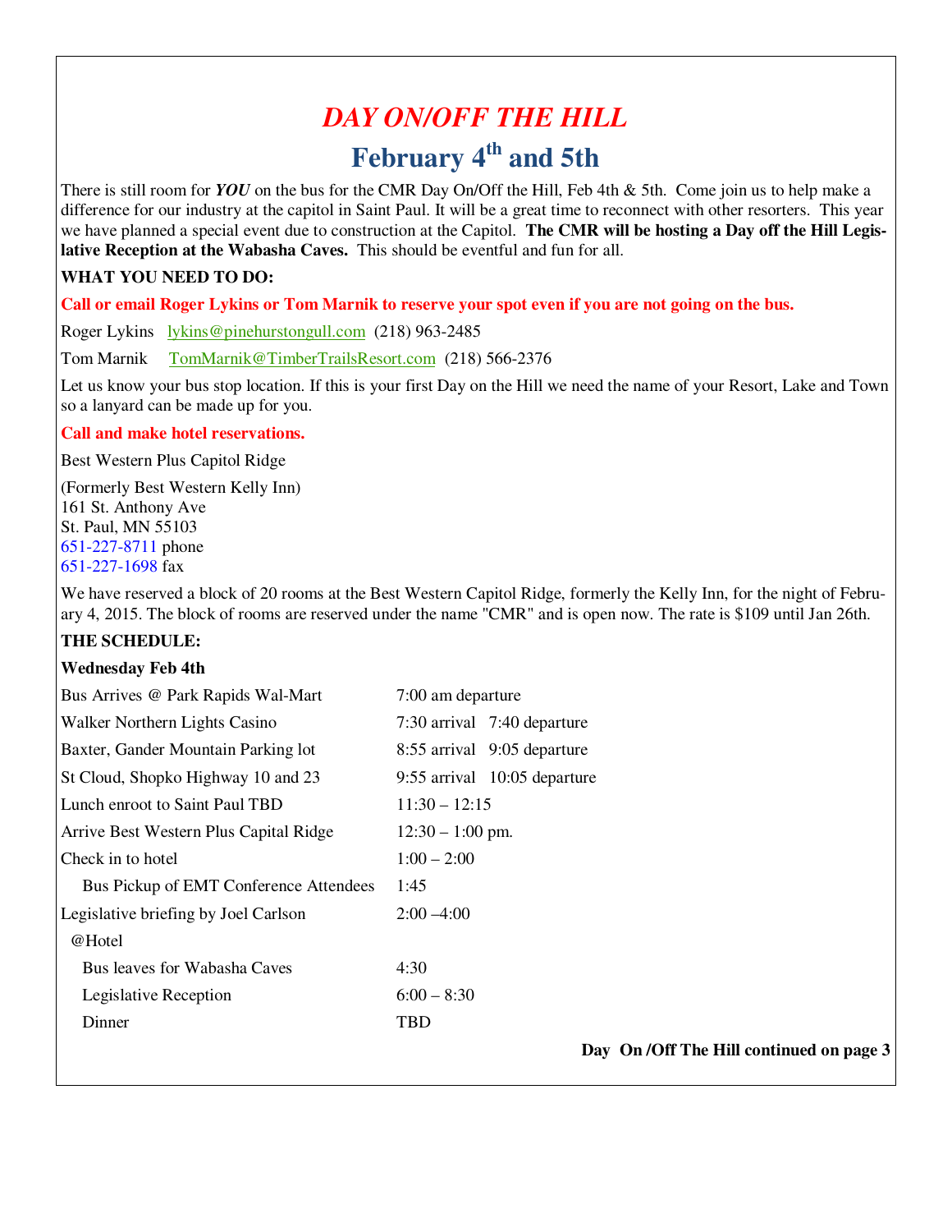# *DAY ON/OFF THE HILL*

## February 4th and 5th

There is still room for ***YOU*** on the bus for the CMR Day On/Off the Hill, Feb 4th & 5th. Come join us to help make a difference for our industry at the capitol in Saint Paul. It will be a great time to reconnect with other resorters. This year we have planned a special event due to construction at the Capitol. **The CMR will be hosting a Day off the Hill Legislative Reception at the Wabasha Caves.** This should be eventful and fun for all.

**WHAT YOU NEED TO DO:**

**Call or email Roger Lykins or Tom Marnik to reserve your spot even if you are not going on the bus.**

Roger Lykins lykins@pinehurstongull.com (218) 963-2485

Tom Marnik TomMarnik@TimberTrailsResort.com (218) 566-2376

Let us know your bus stop location. If this is your first Day on the Hill we need the name of your Resort, Lake and Town so a lanyard can be made up for you.

**Call and make hotel reservations.**

Best Western Plus Capitol Ridge

(Formerly Best Western Kelly Inn)
161 St. Anthony Ave
St. Paul, MN 55103
651-227-8711 phone
651-227-1698 fax

We have reserved a block of 20 rooms at the Best Western Capitol Ridge, formerly the Kelly Inn, for the night of February 4, 2015. The block of rooms are reserved under the name "CMR" and is open now. The rate is $109 until Jan 26th.

**THE SCHEDULE:**

**Wednesday Feb 4th**

| | |
|---|---|
| Bus Arrives @ Park Rapids Wal-Mart | 7:00 am departure |
| Walker Northern Lights Casino | 7:30 arrival 7:40 departure |
| Baxter, Gander Mountain Parking lot | 8:55 arrival 9:05 departure |
| St Cloud, Shopko Highway 10 and 23 | 9:55 arrival 10:05 departure |
| Lunch enroot to Saint Paul TBD | 11:30 – 12:15 |
| Arrive Best Western Plus Capital Ridge | 12:30 – 1:00 pm. |
| Check in to hotel | 1:00 – 2:00 |
| Bus Pickup of EMT Conference Attendees | 1:45 |
| Legislative briefing by Joel Carlson @Hotel | 2:00 –4:00 |
| Bus leaves for Wabasha Caves | 4:30 |
| Legislative Reception | 6:00 – 8:30 |
| Dinner | TBD |

**Day On /Off The Hill continued on page 3**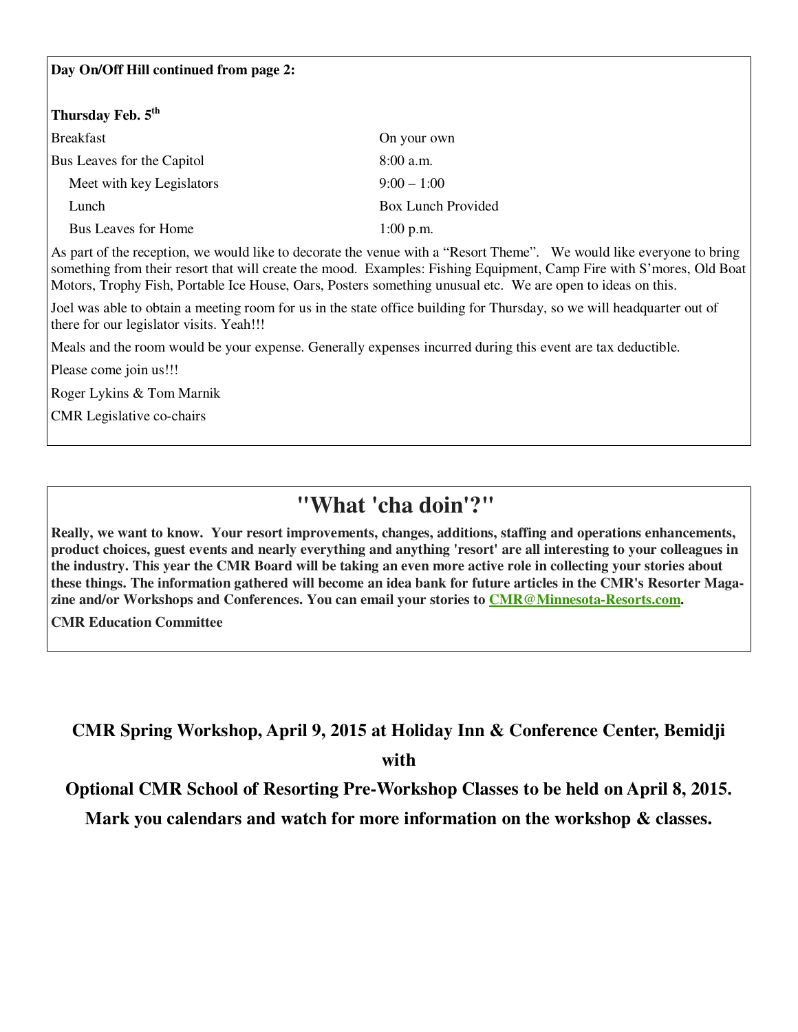**Day On/Off Hill continued from page 2:**

**Thursday Feb. 5th**

| | |
|---|---|
| Breakfast | On your own |
| Bus Leaves for the Capitol | 8:00 a.m. |
| Meet with key Legislators | 9:00 – 1:00 |
| Lunch | Box Lunch Provided |
| Bus Leaves for Home | 1:00 p.m. |

As part of the reception, we would like to decorate the venue with a "Resort Theme". We would like everyone to bring something from their resort that will create the mood. Examples: Fishing Equipment, Camp Fire with S'mores, Old Boat Motors, Trophy Fish, Portable Ice House, Oars, Posters something unusual etc. We are open to ideas on this.

Joel was able to obtain a meeting room for us in the state office building for Thursday, so we will headquarter out of there for our legislator visits. Yeah!!!

Meals and the room would be your expense. Generally expenses incurred during this event are tax deductible.

Please come join us!!!

Roger Lykins & Tom Marnik

CMR Legislative co-chairs

## "What 'cha doin'?"

**Really, we want to know. Your resort improvements, changes, additions, staffing and operations enhancements, product choices, guest events and nearly everything and anything 'resort' are all interesting to your colleagues in the industry. This year the CMR Board will be taking an even more active role in collecting your stories about these things. The information gathered will become an idea bank for future articles in the CMR's Resorter Magazine and/or Workshops and Conferences. You can email your stories to CMR@Minnesota-Resorts.com.**

**CMR Education Committee**

**CMR Spring Workshop, April 9, 2015 at Holiday Inn & Conference Center, Bemidji**

**with**

**Optional CMR School of Resorting Pre-Workshop Classes to be held on April 8, 2015.**

**Mark you calendars and watch for more information on the workshop & classes.**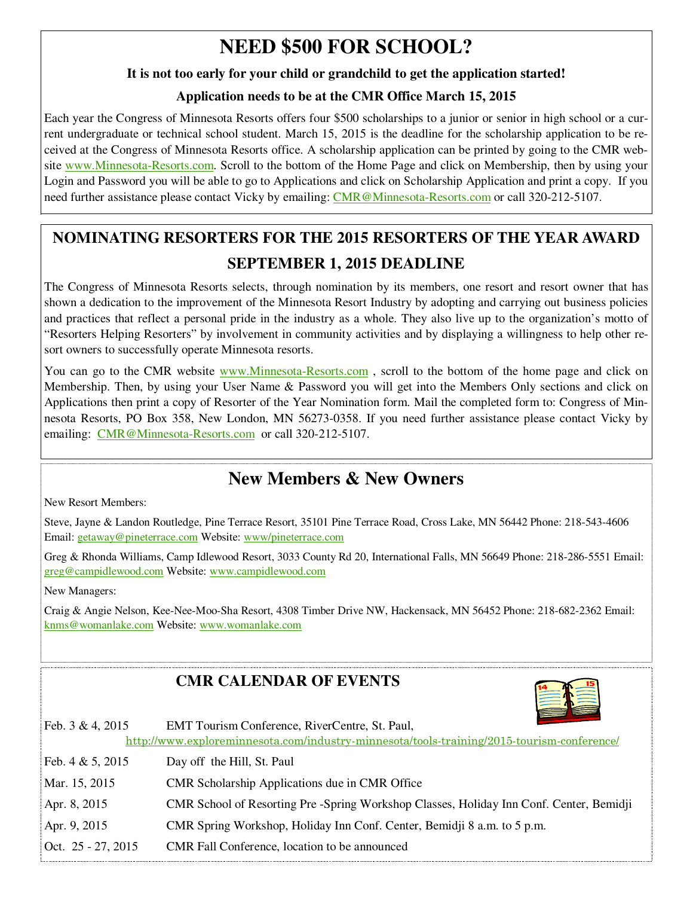# NEED $500 FOR SCHOOL?

**It is not too early for your child or grandchild to get the application started!**

**Application needs to be at the CMR Office March 15, 2015**

Each year the Congress of Minnesota Resorts offers four $500 scholarships to a junior or senior in high school or a current undergraduate or technical school student. March 15, 2015 is the deadline for the scholarship application to be received at the Congress of Minnesota Resorts office. A scholarship application can be printed by going to the CMR website www.Minnesota-Resorts.com. Scroll to the bottom of the Home Page and click on Membership, then by using your Login and Password you will be able to go to Applications and click on Scholarship Application and print a copy. If you need further assistance please contact Vicky by emailing: CMR@Minnesota-Resorts.com or call 320-212-5107.

# NOMINATING RESORTERS FOR THE 2015 RESORTERS OF THE YEAR AWARD

## SEPTEMBER 1, 2015 DEADLINE

The Congress of Minnesota Resorts selects, through nomination by its members, one resort and resort owner that has shown a dedication to the improvement of the Minnesota Resort Industry by adopting and carrying out business policies and practices that reflect a personal pride in the industry as a whole. They also live up to the organization's motto of "Resorters Helping Resorters" by involvement in community activities and by displaying a willingness to help other resort owners to successfully operate Minnesota resorts.

You can go to the CMR website www.Minnesota-Resorts.com , scroll to the bottom of the home page and click on Membership. Then, by using your User Name & Password you will get into the Members Only sections and click on Applications then print a copy of Resorter of the Year Nomination form. Mail the completed form to: Congress of Minnesota Resorts, PO Box 358, New London, MN 56273-0358. If you need further assistance please contact Vicky by emailing: CMR@Minnesota-Resorts.com or call 320-212-5107.

# New Members & New Owners

New Resort Members:

Steve, Jayne & Landon Routledge, Pine Terrace Resort, 35101 Pine Terrace Road, Cross Lake, MN 56442 Phone: 218-543-4606 Email: getaway@pineterrace.com Website: www/pineterrace.com

Greg & Rhonda Williams, Camp Idlewood Resort, 3033 County Rd 20, International Falls, MN 56649 Phone: 218-286-5551 Email: greg@campidlewood.com Website: www.campidlewood.com

New Managers:

Craig & Angie Nelson, Kee-Nee-Moo-Sha Resort, 4308 Timber Drive NW, Hackensack, MN 56452 Phone: 218-682-2362 Email: knms@womanlake.com Website: www.womanlake.com

# CMR CALENDAR OF EVENTS

| | |
|---|---|
| Feb. 3 & 4, 2015 | EMT Tourism Conference, RiverCentre, St. Paul, http://www.exploreminnesota.com/industry-minnesota/tools-training/2015-tourism-conference/ |
| Feb. 4 & 5, 2015 | Day off the Hill, St. Paul |
| Mar. 15, 2015 | CMR Scholarship Applications due in CMR Office |
| Apr. 8, 2015 | CMR School of Resorting Pre -Spring Workshop Classes, Holiday Inn Conf. Center, Bemidji |
| Apr. 9, 2015 | CMR Spring Workshop, Holiday Inn Conf. Center, Bemidji 8 a.m. to 5 p.m. |
| Oct. 25 - 27, 2015 | CMR Fall Conference, location to be announced |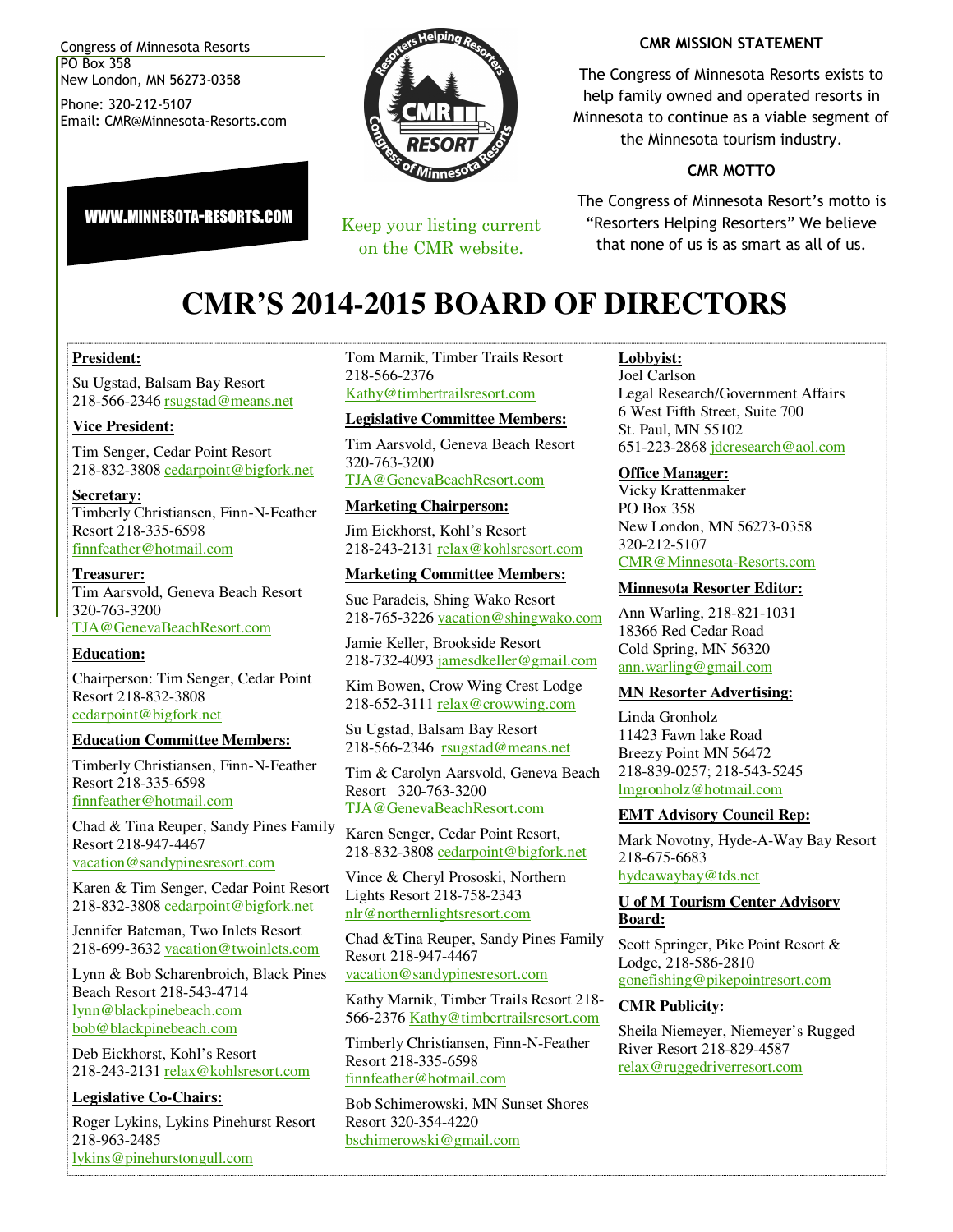Congress of Minnesota Resorts
PO Box 358
New London, MN 56273-0358

Phone: 320-212-5107
Email: CMR@Minnesota-Resorts.com

**WWW.MINNESOTA-RESORTS.COM**

Keep your listing current on the CMR website.

**CMR MISSION STATEMENT**

The Congress of Minnesota Resorts exists to help family owned and operated resorts in Minnesota to continue as a viable segment of the Minnesota tourism industry.

**CMR MOTTO**

The Congress of Minnesota Resort's motto is "Resorters Helping Resorters" We believe that none of us is as smart as all of us.

# CMR'S 2014-2015 BOARD OF DIRECTORS

**President:**

Su Ugstad, Balsam Bay Resort
218-566-2346 rsugstad@means.net

**Vice President:**

Tim Senger, Cedar Point Resort
218-832-3808 cedarpoint@bigfork.net

**Secretary:**
Timberly Christiansen, Finn-N-Feather Resort 218-335-6598
finnfeather@hotmail.com

**Treasurer:**
Tim Aarsvold, Geneva Beach Resort
320-763-3200
TJA@GenevaBeachResort.com

**Education:**

Chairperson: Tim Senger, Cedar Point Resort 218-832-3808
cedarpoint@bigfork.net

**Education Committee Members:**

Timberly Christiansen, Finn-N-Feather Resort 218-335-6598
finnfeather@hotmail.com

Chad & Tina Reuper, Sandy Pines Family Resort 218-947-4467
vacation@sandypinesresort.com

Karen & Tim Senger, Cedar Point Resort
218-832-3808 cedarpoint@bigfork.net

Jennifer Bateman, Two Inlets Resort
218-699-3632 vacation@twoinlets.com

Lynn & Bob Scharenbroich, Black Pines Beach Resort 218-543-4714
lynn@blackpinebeach.com
bob@blackpinebeach.com

Deb Eickhorst, Kohl's Resort
218-243-2131 relax@kohlsresort.com

**Legislative Co-Chairs:**

Roger Lykins, Lykins Pinehurst Resort
218-963-2485
lykins@pinehurstongull.com

Tom Marnik, Timber Trails Resort
218-566-2376
Kathy@timbertrailsresort.com

**Legislative Committee Members:**

Tim Aarsvold, Geneva Beach Resort
320-763-3200
TJA@GenevaBeachResort.com

**Marketing Chairperson:**

Jim Eickhorst, Kohl's Resort
218-243-2131 relax@kohlsresort.com

**Marketing Committee Members:**

Sue Paradeis, Shing Wako Resort
218-765-3226 vacation@shingwako.com

Jamie Keller, Brookside Resort
218-732-4093 jamesdkeller@gmail.com

Kim Bowen, Crow Wing Crest Lodge
218-652-3111 relax@crowwing.com

Su Ugstad, Balsam Bay Resort
218-566-2346 rsugstad@means.net

Tim & Carolyn Aarsvold, Geneva Beach Resort 320-763-3200
TJA@GenevaBeachResort.com

Karen Senger, Cedar Point Resort,
218-832-3808 cedarpoint@bigfork.net

Vince & Cheryl Prososki, Northern Lights Resort 218-758-2343
nlr@northernlightsresort.com

Chad &Tina Reuper, Sandy Pines Family Resort 218-947-4467
vacation@sandypinesresort.com

Kathy Marnik, Timber Trails Resort 218-566-2376 Kathy@timbertrailsresort.com

Timberly Christiansen, Finn-N-Feather Resort 218-335-6598
finnfeather@hotmail.com

Bob Schimerowski, MN Sunset Shores Resort 320-354-4220
bschimerowski@gmail.com

**Lobbyist:**
Joel Carlson
Legal Research/Government Affairs
6 West Fifth Street, Suite 700
St. Paul, MN 55102
651-223-2868 jdcresearch@aol.com

**Office Manager:**
Vicky Krattenmaker
PO Box 358
New London, MN 56273-0358
320-212-5107
CMR@Minnesota-Resorts.com

**Minnesota Resorter Editor:**

Ann Warling, 218-821-1031
18366 Red Cedar Road
Cold Spring, MN 56320
ann.warling@gmail.com

**MN Resorter Advertising:**

Linda Gronholz
11423 Fawn lake Road
Breezy Point MN 56472
218-839-0257; 218-543-5245
lmgronholz@hotmail.com

**EMT Advisory Council Rep:**

Mark Novotny, Hyde-A-Way Bay Resort
218-675-6683
hydeawaybay@tds.net

**U of M Tourism Center Advisory Board:**

Scott Springer, Pike Point Resort & Lodge, 218-586-2810
gonefishing@pikepointresort.com

**CMR Publicity:**

Sheila Niemeyer, Niemeyer's Rugged River Resort 218-829-4587
relax@ruggedriverresort.com